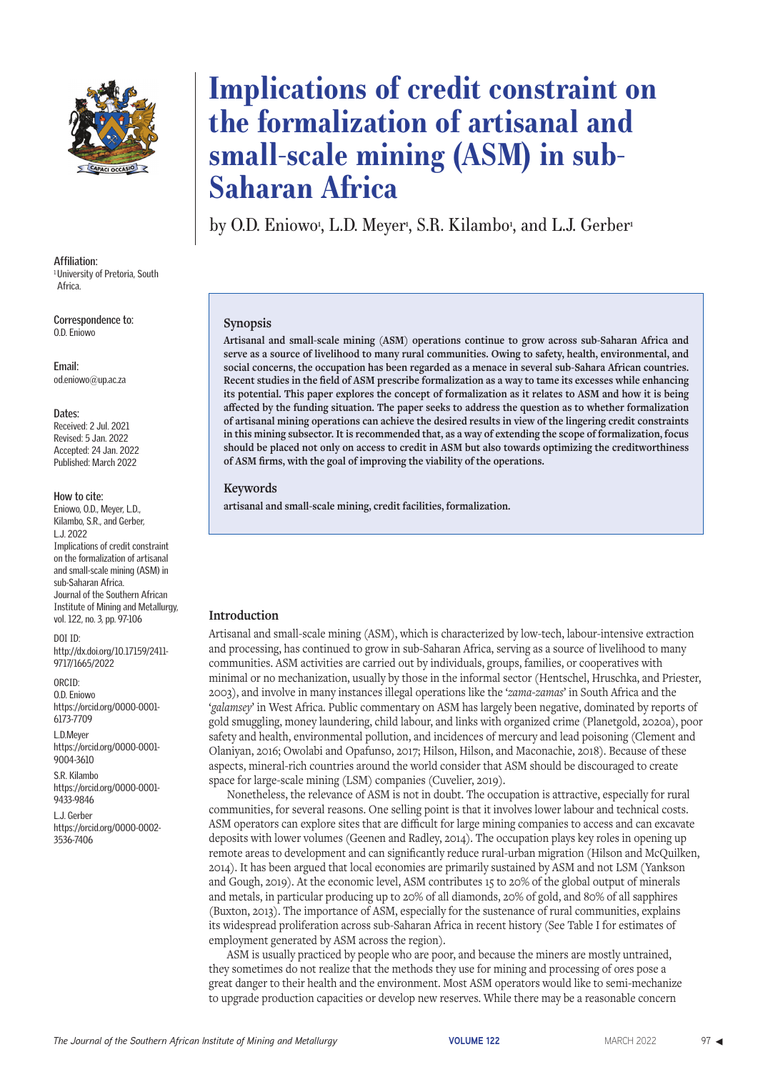# Implications of credit constraint on the formalization of artisanal and small-scale mining (ASM) in sub-Saharan Africa

by O.D. Eniowo[1], L.D. Meyer[1], S.R. Kilambo[1], and L.J. Gerber[1]

**Affiliation:**
[1] University of Pretoria, South Africa.

**Correspondence to:**
O.D. Eniowo

**Email:**
od.eniowo@up.ac.za

**Dates:**
Received: 2 Jul. 2021
Revised: 5 Jan. 2022
Accepted: 24 Jan. 2022
Published: March 2022

**How to cite:**
Eniowo, O.D., Meyer, L.D., Kilambo, S.R., and Gerber, L.J. 2022
Implications of credit constraint on the formalization of artisanal and small-scale mining (ASM) in sub-Saharan Africa.
Journal of the Southern African Institute of Mining and Metallurgy, vol. 122, no. 3, pp. 97-106

**DOI ID:**
http://dx.doi.org/10.17159/2411-9717/1665/2022

**ORCID:**
O.D. Eniowo
https://orcid.org/0000-0001-6173-7709
L.D.Meyer
https://orcid.org/0000-0001-9004-3610
S.R. Kilambo
https://orcid.org/0000-0001-9433-9846
L.J. Gerber
https://orcid.org/0000-0002-3536-7406

## Synopsis

**Artisanal and small-scale mining (ASM) operations continue to grow across sub-Saharan Africa and serve as a source of livelihood to many rural communities. Owing to safety, health, environmental, and social concerns, the occupation has been regarded as a menace in several sub-Sahara African countries. Recent studies in the field of ASM prescribe formalization as a way to tame its excesses while enhancing its potential. This paper explores the concept of formalization as it relates to ASM and how it is being affected by the funding situation. The paper seeks to address the question as to whether formalization of artisanal mining operations can achieve the desired results in view of the lingering credit constraints in this mining subsector. It is recommended that, as a way of extending the scope of formalization, focus should be placed not only on access to credit in ASM but also towards optimizing the creditworthiness of ASM firms, with the goal of improving the viability of the operations.**

## Keywords

**artisanal and small-scale mining, credit facilities, formalization.**

## Introduction

Artisanal and small-scale mining (ASM), which is characterized by low-tech, labour-intensive extraction and processing, has continued to grow in sub-Saharan Africa, serving as a source of livelihood to many communities. ASM activities are carried out by individuals, groups, families, or cooperatives with minimal or no mechanization, usually by those in the informal sector (Hentschel, Hruschka, and Priester, 2003), and involve in many instances illegal operations like the '*zama-zamas*' in South Africa and the '*galamsey*' in West Africa. Public commentary on ASM has largely been negative, dominated by reports of gold smuggling, money laundering, child labour, and links with organized crime (Planetgold, 2020a), poor safety and health, environmental pollution, and incidences of mercury and lead poisoning (Clement and Olaniyan, 2016; Owolabi and Opafunso, 2017; Hilson, Hilson, and Maconachie, 2018). Because of these aspects, mineral-rich countries around the world consider that ASM should be discouraged to create space for large-scale mining (LSM) companies (Cuvelier, 2019).

Nonetheless, the relevance of ASM is not in doubt. The occupation is attractive, especially for rural communities, for several reasons. One selling point is that it involves lower labour and technical costs. ASM operators can explore sites that are difficult for large mining companies to access and can excavate deposits with lower volumes (Geenen and Radley, 2014). The occupation plays key roles in opening up remote areas to development and can significantly reduce rural-urban migration (Hilson and McQuilken, 2014). It has been argued that local economies are primarily sustained by ASM and not LSM (Yankson and Gough, 2019). At the economic level, ASM contributes 15 to 20% of the global output of minerals and metals, in particular producing up to 20% of all diamonds, 20% of gold, and 80% of all sapphires (Buxton, 2013). The importance of ASM, especially for the sustenance of rural communities, explains its widespread proliferation across sub-Saharan Africa in recent history (See Table I for estimates of employment generated by ASM across the region).

ASM is usually practiced by people who are poor, and because the miners are mostly untrained, they sometimes do not realize that the methods they use for mining and processing of ores pose a great danger to their health and the environment. Most ASM operators would like to semi-mechanize to upgrade production capacities or develop new reserves. While there may be a reasonable concern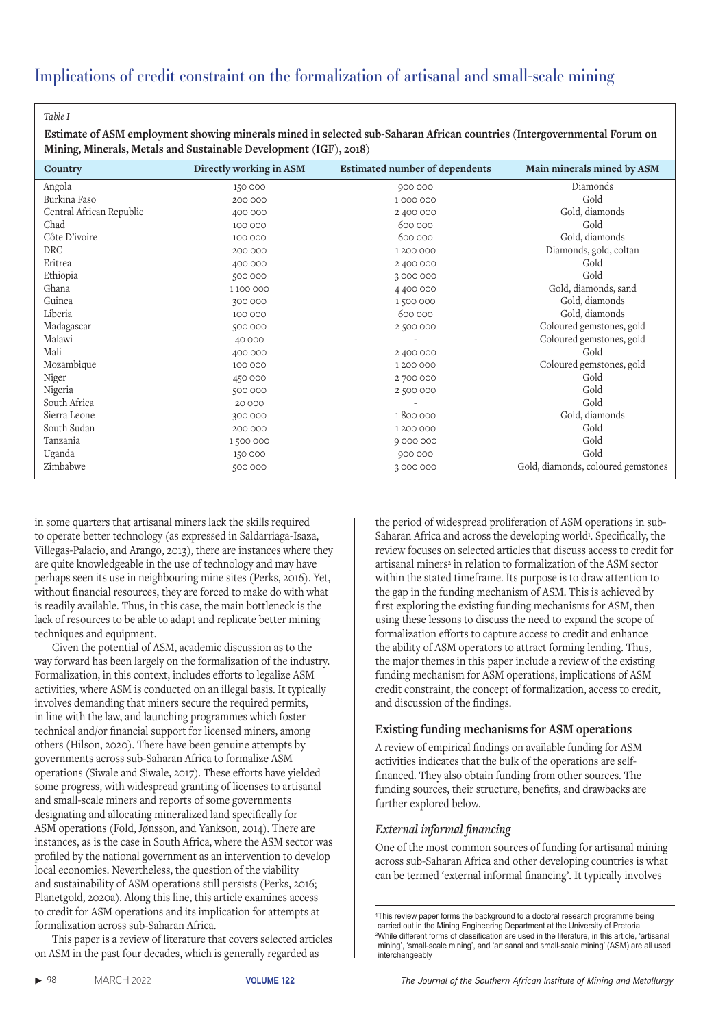*Table I*

**Estimate of ASM employment showing minerals mined in selected sub-Saharan African countries (Intergovernmental Forum on Mining, Minerals, Metals and Sustainable Development (IGF), 2018)**

| Country | Directly working in ASM | Estimated number of dependents | Main minerals mined by ASM |
|---|---|---|---|
| Angola | 150 000 | 900 000 | Diamonds |
| Burkina Faso | 200 000 | 1 000 000 | Gold |
| Central African Republic | 400 000 | 2 400 000 | Gold, diamonds |
| Chad | 100 000 | 600 000 | Gold |
| Côte D'ivoire | 100 000 | 600 000 | Gold, diamonds |
| DRC | 200 000 | 1 200 000 | Diamonds, gold, coltan |
| Eritrea | 400 000 | 2 400 000 | Gold |
| Ethiopia | 500 000 | 3 000 000 | Gold |
| Ghana | 1 100 000 | 4 400 000 | Gold, diamonds, sand |
| Guinea | 300 000 | 1 500 000 | Gold, diamonds |
| Liberia | 100 000 | 600 000 | Gold, diamonds |
| Madagascar | 500 000 | 2 500 000 | Coloured gemstones, gold |
| Malawi | 40 000 | - | Coloured gemstones, gold |
| Mali | 400 000 | 2 400 000 | Gold |
| Mozambique | 100 000 | 1 200 000 | Coloured gemstones, gold |
| Niger | 450 000 | 2 700 000 | Gold |
| Nigeria | 500 000 | 2 500 000 | Gold |
| South Africa | 20 000 | - | Gold |
| Sierra Leone | 300 000 | 1 800 000 | Gold, diamonds |
| South Sudan | 200 000 | 1 200 000 | Gold |
| Tanzania | 1 500 000 | 9 000 000 | Gold |
| Uganda | 150 000 | 900 000 | Gold |
| Zimbabwe | 500 000 | 3 000 000 | Gold, diamonds, coloured gemstones |

in some quarters that artisanal miners lack the skills required to operate better technology (as expressed in Saldarriaga-Isaza, Villegas-Palacio, and Arango, 2013), there are instances where they are quite knowledgeable in the use of technology and may have perhaps seen its use in neighbouring mine sites (Perks, 2016). Yet, without financial resources, they are forced to make do with what is readily available. Thus, in this case, the main bottleneck is the lack of resources to be able to adapt and replicate better mining techniques and equipment.

Given the potential of ASM, academic discussion as to the way forward has been largely on the formalization of the industry. Formalization, in this context, includes efforts to legalize ASM activities, where ASM is conducted on an illegal basis. It typically involves demanding that miners secure the required permits, in line with the law, and launching programmes which foster technical and/or financial support for licensed miners, among others (Hilson, 2020). There have been genuine attempts by governments across sub-Saharan Africa to formalize ASM operations (Siwale and Siwale, 2017). These efforts have yielded some progress, with widespread granting of licenses to artisanal and small-scale miners and reports of some governments designating and allocating mineralized land specifically for ASM operations (Fold, Jønsson, and Yankson, 2014). There are instances, as is the case in South Africa, where the ASM sector was profiled by the national government as an intervention to develop local economies. Nevertheless, the question of the viability and sustainability of ASM operations still persists (Perks, 2016; Planetgold, 2020a). Along this line, this article examines access to credit for ASM operations and its implication for attempts at formalization across sub-Saharan Africa.

This paper is a review of literature that covers selected articles on ASM in the past four decades, which is generally regarded as the period of widespread proliferation of ASM operations in sub-Saharan Africa and across the developing world[1]. Specifically, the review focuses on selected articles that discuss access to credit for artisanal miners[2] in relation to formalization of the ASM sector within the stated timeframe. Its purpose is to draw attention to the gap in the funding mechanism of ASM. This is achieved by first exploring the existing funding mechanisms for ASM, then using these lessons to discuss the need to expand the scope of formalization efforts to capture access to credit and enhance the ability of ASM operators to attract forming lending. Thus, the major themes in this paper include a review of the existing funding mechanism for ASM operations, implications of ASM credit constraint, the concept of formalization, access to credit, and discussion of the findings.

## Existing funding mechanisms for ASM operations

A review of empirical findings on available funding for ASM activities indicates that the bulk of the operations are self-financed. They also obtain funding from other sources. The funding sources, their structure, benefits, and drawbacks are further explored below.

### *External informal financing*

One of the most common sources of funding for artisanal mining across sub-Saharan Africa and other developing countries is what can be termed 'external informal financing'. It typically involves

[1]This review paper forms the background to a doctoral research programme being carried out in the Mining Engineering Department at the University of Pretoria

[2]While different forms of classification are used in the literature, in this article, 'artisanal mining', 'small-scale mining', and 'artisanal and small-scale mining' (ASM) are all used interchangeably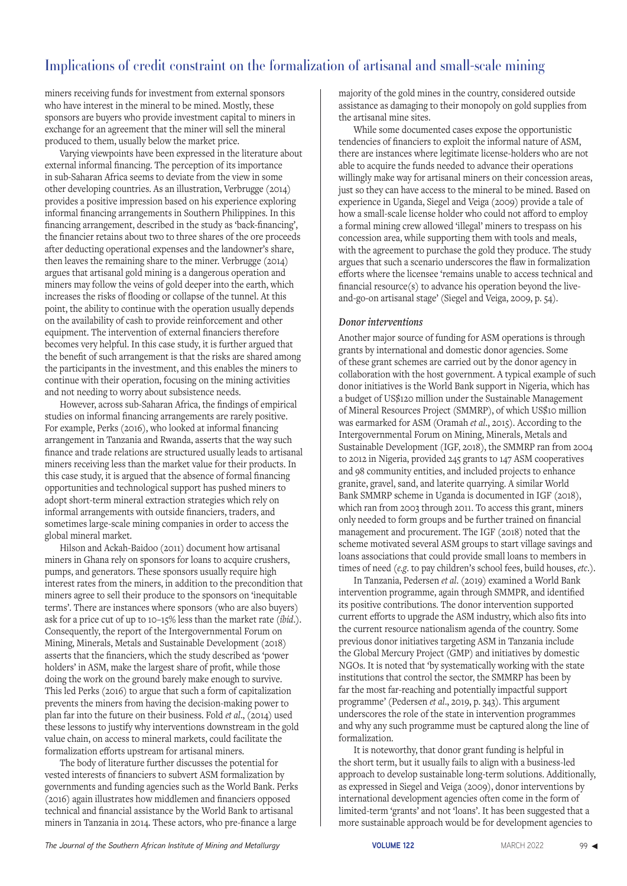miners receiving funds for investment from external sponsors who have interest in the mineral to be mined. Mostly, these sponsors are buyers who provide investment capital to miners in exchange for an agreement that the miner will sell the mineral produced to them, usually below the market price.

Varying viewpoints have been expressed in the literature about external informal financing. The perception of its importance in sub-Saharan Africa seems to deviate from the view in some other developing countries. As an illustration, Verbrugge (2014) provides a positive impression based on his experience exploring informal financing arrangements in Southern Philippines. In this financing arrangement, described in the study as 'back-financing', the financier retains about two to three shares of the ore proceeds after deducting operational expenses and the landowner's share, then leaves the remaining share to the miner. Verbrugge (2014) argues that artisanal gold mining is a dangerous operation and miners may follow the veins of gold deeper into the earth, which increases the risks of flooding or collapse of the tunnel. At this point, the ability to continue with the operation usually depends on the availability of cash to provide reinforcement and other equipment. The intervention of external financiers therefore becomes very helpful. In this case study, it is further argued that the benefit of such arrangement is that the risks are shared among the participants in the investment, and this enables the miners to continue with their operation, focusing on the mining activities and not needing to worry about subsistence needs.

However, across sub-Saharan Africa, the findings of empirical studies on informal financing arrangements are rarely positive. For example, Perks (2016), who looked at informal financing arrangement in Tanzania and Rwanda, asserts that the way such finance and trade relations are structured usually leads to artisanal miners receiving less than the market value for their products. In this case study, it is argued that the absence of formal financing opportunities and technological support has pushed miners to adopt short-term mineral extraction strategies which rely on informal arrangements with outside financiers, traders, and sometimes large-scale mining companies in order to access the global mineral market.

Hilson and Ackah-Baidoo (2011) document how artisanal miners in Ghana rely on sponsors for loans to acquire crushers, pumps, and generators. These sponsors usually require high interest rates from the miners, in addition to the precondition that miners agree to sell their produce to the sponsors on 'inequitable terms'. There are instances where sponsors (who are also buyers) ask for a price cut of up to 10–15% less than the market rate (*ibid*.). Consequently, the report of the Intergovernmental Forum on Mining, Minerals, Metals and Sustainable Development (2018) asserts that the financiers, which the study described as 'power holders' in ASM, make the largest share of profit, while those doing the work on the ground barely make enough to survive. This led Perks (2016) to argue that such a form of capitalization prevents the miners from having the decision-making power to plan far into the future on their business. Fold *et al*., (2014) used these lessons to justify why interventions downstream in the gold value chain, on access to mineral markets, could facilitate the formalization efforts upstream for artisanal miners.

The body of literature further discusses the potential for vested interests of financiers to subvert ASM formalization by governments and funding agencies such as the World Bank. Perks (2016) again illustrates how middlemen and financiers opposed technical and financial assistance by the World Bank to artisanal miners in Tanzania in 2014. These actors, who pre-finance a large majority of the gold mines in the country, considered outside assistance as damaging to their monopoly on gold supplies from the artisanal mine sites.

While some documented cases expose the opportunistic tendencies of financiers to exploit the informal nature of ASM, there are instances where legitimate license-holders who are not able to acquire the funds needed to advance their operations willingly make way for artisanal miners on their concession areas, just so they can have access to the mineral to be mined. Based on experience in Uganda, Siegel and Veiga (2009) provide a tale of how a small-scale license holder who could not afford to employ a formal mining crew allowed 'illegal' miners to trespass on his concession area, while supporting them with tools and meals, with the agreement to purchase the gold they produce. The study argues that such a scenario underscores the flaw in formalization efforts where the licensee 'remains unable to access technical and financial resource(s) to advance his operation beyond the live-and-go-on artisanal stage' (Siegel and Veiga, 2009, p. 54).

### *Donor interventions*

Another major source of funding for ASM operations is through grants by international and domestic donor agencies. Some of these grant schemes are carried out by the donor agency in collaboration with the host government. A typical example of such donor initiatives is the World Bank support in Nigeria, which has a budget of US$120 million under the Sustainable Management of Mineral Resources Project (SMMRP), of which US$10 million was earmarked for ASM (Oramah *et al*., 2015). According to the Intergovernmental Forum on Mining, Minerals, Metals and Sustainable Development (IGF, 2018), the SMMRP ran from 2004 to 2012 in Nigeria, provided 245 grants to 147 ASM cooperatives and 98 community entities, and included projects to enhance granite, gravel, sand, and laterite quarrying. A similar World Bank SMMRP scheme in Uganda is documented in IGF (2018), which ran from 2003 through 2011. To access this grant, miners only needed to form groups and be further trained on financial management and procurement. The IGF (2018) noted that the scheme motivated several ASM groups to start village savings and loans associations that could provide small loans to members in times of need (*e.g*. to pay children's school fees, build houses, *etc*.).

In Tanzania, Pedersen *et al*. (2019) examined a World Bank intervention programme, again through SMMPR, and identified its positive contributions. The donor intervention supported current efforts to upgrade the ASM industry, which also fits into the current resource nationalism agenda of the country. Some previous donor initiatives targeting ASM in Tanzania include the Global Mercury Project (GMP) and initiatives by domestic NGOs. It is noted that 'by systematically working with the state institutions that control the sector, the SMMRP has been by far the most far-reaching and potentially impactful support programme' (Pedersen *et al*., 2019, p. 343). This argument underscores the role of the state in intervention programmes and why any such programme must be captured along the line of formalization.

It is noteworthy, that donor grant funding is helpful in the short term, but it usually fails to align with a business-led approach to develop sustainable long-term solutions. Additionally, as expressed in Siegel and Veiga (2009), donor interventions by international development agencies often come in the form of limited-term 'grants' and not 'loans'. It has been suggested that a more sustainable approach would be for development agencies to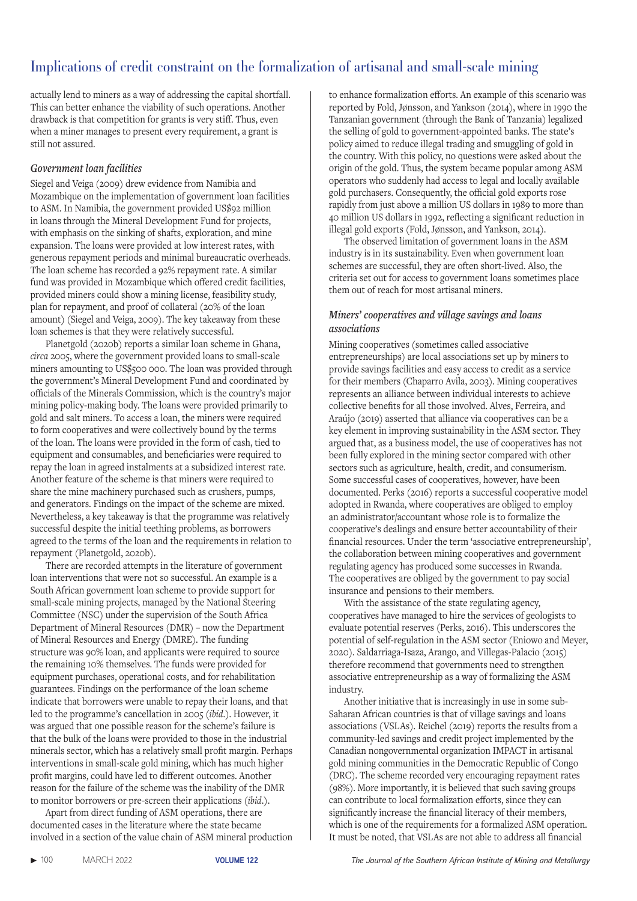actually lend to miners as a way of addressing the capital shortfall. This can better enhance the viability of such operations. Another drawback is that competition for grants is very stiff. Thus, even when a miner manages to present every requirement, a grant is still not assured.

### *Government loan facilities*

Siegel and Veiga (2009) drew evidence from Namibia and Mozambique on the implementation of government loan facilities to ASM. In Namibia, the government provided US$92 million in loans through the Mineral Development Fund for projects, with emphasis on the sinking of shafts, exploration, and mine expansion. The loans were provided at low interest rates, with generous repayment periods and minimal bureaucratic overheads. The loan scheme has recorded a 92% repayment rate. A similar fund was provided in Mozambique which offered credit facilities, provided miners could show a mining license, feasibility study, plan for repayment, and proof of collateral (20% of the loan amount) (Siegel and Veiga, 2009). The key takeaway from these loan schemes is that they were relatively successful.

Planetgold (2020b) reports a similar loan scheme in Ghana, *circa* 2005, where the government provided loans to small-scale miners amounting to US$500 000. The loan was provided through the government's Mineral Development Fund and coordinated by officials of the Minerals Commission, which is the country's major mining policy-making body. The loans were provided primarily to gold and salt miners. To access a loan, the miners were required to form cooperatives and were collectively bound by the terms of the loan. The loans were provided in the form of cash, tied to equipment and consumables, and beneficiaries were required to repay the loan in agreed instalments at a subsidized interest rate. Another feature of the scheme is that miners were required to share the mine machinery purchased such as crushers, pumps, and generators. Findings on the impact of the scheme are mixed. Nevertheless, a key takeaway is that the programme was relatively successful despite the initial teething problems, as borrowers agreed to the terms of the loan and the requirements in relation to repayment (Planetgold, 2020b).

There are recorded attempts in the literature of government loan interventions that were not so successful. An example is a South African government loan scheme to provide support for small-scale mining projects, managed by the National Steering Committee (NSC) under the supervision of the South Africa Department of Mineral Resources (DMR) – now the Department of Mineral Resources and Energy (DMRE). The funding structure was 90% loan, and applicants were required to source the remaining 10% themselves. The funds were provided for equipment purchases, operational costs, and for rehabilitation guarantees. Findings on the performance of the loan scheme indicate that borrowers were unable to repay their loans, and that led to the programme's cancellation in 2005 (*ibid.*). However, it was argued that one possible reason for the scheme's failure is that the bulk of the loans were provided to those in the industrial minerals sector, which has a relatively small profit margin. Perhaps interventions in small-scale gold mining, which has much higher profit margins, could have led to different outcomes. Another reason for the failure of the scheme was the inability of the DMR to monitor borrowers or pre-screen their applications (*ibid.*).

Apart from direct funding of ASM operations, there are documented cases in the literature where the state became involved in a section of the value chain of ASM mineral production to enhance formalization efforts. An example of this scenario was reported by Fold, Jønsson, and Yankson (2014), where in 1990 the Tanzanian government (through the Bank of Tanzania) legalized the selling of gold to government-appointed banks. The state's policy aimed to reduce illegal trading and smuggling of gold in the country. With this policy, no questions were asked about the origin of the gold. Thus, the system became popular among ASM operators who suddenly had access to legal and locally available gold purchasers. Consequently, the official gold exports rose rapidly from just above a million US dollars in 1989 to more than 40 million US dollars in 1992, reflecting a significant reduction in illegal gold exports (Fold, Jønsson, and Yankson, 2014).

The observed limitation of government loans in the ASM industry is in its sustainability. Even when government loan schemes are successful, they are often short-lived. Also, the criteria set out for access to government loans sometimes place them out of reach for most artisanal miners.

### *Miners' cooperatives and village savings and loans associations*

Mining cooperatives (sometimes called associative entrepreneurships) are local associations set up by miners to provide savings facilities and easy access to credit as a service for their members (Chaparro Avila, 2003). Mining cooperatives represents an alliance between individual interests to achieve collective benefits for all those involved. Alves, Ferreira, and Araújo (2019) asserted that alliance via cooperatives can be a key element in improving sustainability in the ASM sector. They argued that, as a business model, the use of cooperatives has not been fully explored in the mining sector compared with other sectors such as agriculture, health, credit, and consumerism. Some successful cases of cooperatives, however, have been documented. Perks (2016) reports a successful cooperative model adopted in Rwanda, where cooperatives are obliged to employ an administrator/accountant whose role is to formalize the cooperative's dealings and ensure better accountability of their financial resources. Under the term 'associative entrepreneurship', the collaboration between mining cooperatives and government regulating agency has produced some successes in Rwanda. The cooperatives are obliged by the government to pay social insurance and pensions to their members.

With the assistance of the state regulating agency, cooperatives have managed to hire the services of geologists to evaluate potential reserves (Perks, 2016). This underscores the potential of self-regulation in the ASM sector (Eniowo and Meyer, 2020). Saldarriaga-Isaza, Arango, and Villegas-Palacio (2015) therefore recommend that governments need to strengthen associative entrepreneurship as a way of formalizing the ASM industry.

Another initiative that is increasingly in use in some sub-Saharan African countries is that of village savings and loans associations (VSLAs). Reichel (2019) reports the results from a community-led savings and credit project implemented by the Canadian nongovernmental organization IMPACT in artisanal gold mining communities in the Democratic Republic of Congo (DRC). The scheme recorded very encouraging repayment rates (98%). More importantly, it is believed that such saving groups can contribute to local formalization efforts, since they can significantly increase the financial literacy of their members, which is one of the requirements for a formalized ASM operation. It must be noted, that VSLAs are not able to address all financial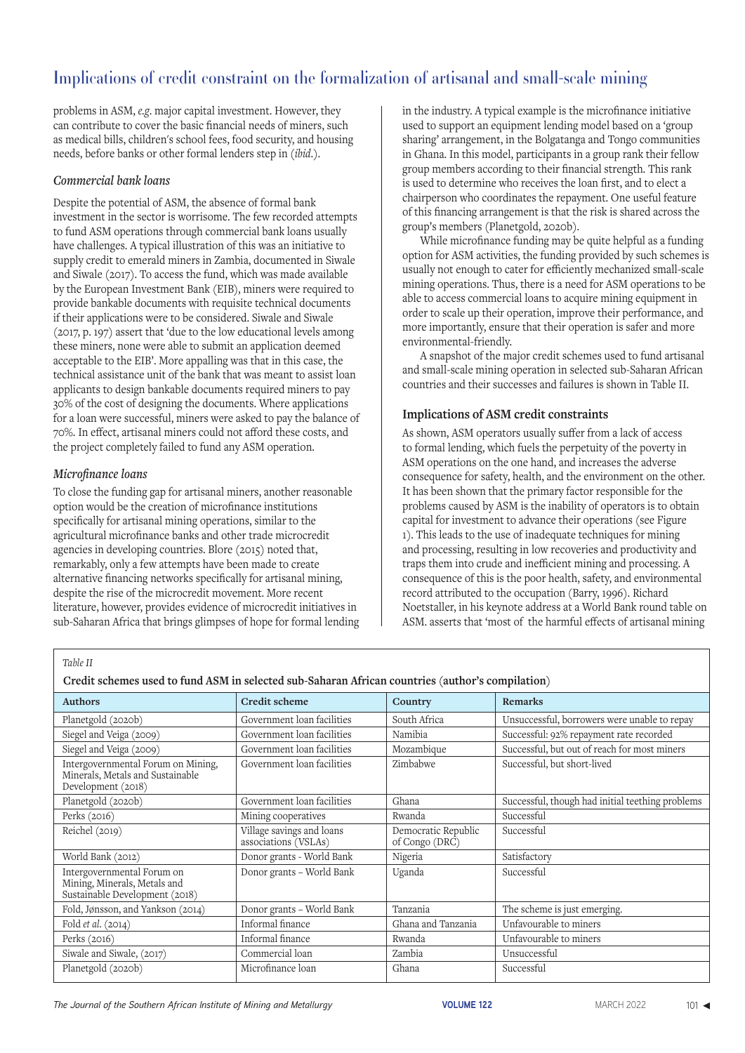problems in ASM, *e.g.* major capital investment. However, they can contribute to cover the basic financial needs of miners, such as medical bills, children's school fees, food security, and housing needs, before banks or other formal lenders step in (*ibid.*).

### *Commercial bank loans*

Despite the potential of ASM, the absence of formal bank investment in the sector is worrisome. The few recorded attempts to fund ASM operations through commercial bank loans usually have challenges. A typical illustration of this was an initiative to supply credit to emerald miners in Zambia, documented in Siwale and Siwale (2017). To access the fund, which was made available by the European Investment Bank (EIB), miners were required to provide bankable documents with requisite technical documents if their applications were to be considered. Siwale and Siwale (2017, p. 197) assert that 'due to the low educational levels among these miners, none were able to submit an application deemed acceptable to the EIB'. More appalling was that in this case, the technical assistance unit of the bank that was meant to assist loan applicants to design bankable documents required miners to pay 30% of the cost of designing the documents. Where applications for a loan were successful, miners were asked to pay the balance of 70%. In effect, artisanal miners could not afford these costs, and the project completely failed to fund any ASM operation.

### *Microfinance loans*

To close the funding gap for artisanal miners, another reasonable option would be the creation of microfinance institutions specifically for artisanal mining operations, similar to the agricultural microfinance banks and other trade microcredit agencies in developing countries. Blore (2015) noted that, remarkably, only a few attempts have been made to create alternative financing networks specifically for artisanal mining, despite the rise of the microcredit movement. More recent literature, however, provides evidence of microcredit initiatives in sub-Saharan Africa that brings glimpses of hope for formal lending in the industry. A typical example is the microfinance initiative used to support an equipment lending model based on a 'group sharing' arrangement, in the Bolgatanga and Tongo communities in Ghana. In this model, participants in a group rank their fellow group members according to their financial strength. This rank is used to determine who receives the loan first, and to elect a chairperson who coordinates the repayment. One useful feature of this financing arrangement is that the risk is shared across the group's members (Planetgold, 2020b).

While microfinance funding may be quite helpful as a funding option for ASM activities, the funding provided by such schemes is usually not enough to cater for efficiently mechanized small-scale mining operations. Thus, there is a need for ASM operations to be able to access commercial loans to acquire mining equipment in order to scale up their operation, improve their performance, and more importantly, ensure that their operation is safer and more environmental-friendly.

A snapshot of the major credit schemes used to fund artisanal and small-scale mining operation in selected sub-Saharan African countries and their successes and failures is shown in Table II.

## Implications of ASM credit constraints

As shown, ASM operators usually suffer from a lack of access to formal lending, which fuels the perpetuity of the poverty in ASM operations on the one hand, and increases the adverse consequence for safety, health, and the environment on the other. It has been shown that the primary factor responsible for the problems caused by ASM is the inability of operators is to obtain capital for investment to advance their operations (see Figure 1). This leads to the use of inadequate techniques for mining and processing, resulting in low recoveries and productivity and traps them into crude and inefficient mining and processing. A consequence of this is the poor health, safety, and environmental record attributed to the occupation (Barry, 1996). Richard Noetstaller, in his keynote address at a World Bank round table on ASM. asserts that 'most of the harmful effects of artisanal mining

*Table II*

**Credit schemes used to fund ASM in selected sub-Saharan African countries** (author's compilation)

| Authors | Credit scheme | Country | Remarks |
|---|---|---|---|
| Planetgold (2020b) | Government loan facilities | South Africa | Unsuccessful, borrowers were unable to repay |
| Siegel and Veiga (2009) | Government loan facilities | Namibia | Successful: 92% repayment rate recorded |
| Siegel and Veiga (2009) | Government loan facilities | Mozambique | Successful, but out of reach for most miners |
| Intergovernmental Forum on Mining, Minerals, Metals and Sustainable Development (2018) | Government loan facilities | Zimbabwe | Successful, but short-lived |
| Planetgold (2020b) | Government loan facilities | Ghana | Successful, though had initial teething problems |
| Perks (2016) | Mining cooperatives | Rwanda | Successful |
| Reichel (2019) | Village savings and loans associations (VSLAs) | Democratic Republic of Congo (DRC) | Successful |
| World Bank (2012) | Donor grants - World Bank | Nigeria | Satisfactory |
| Intergovernmental Forum on Mining, Minerals, Metals and Sustainable Development (2018) | Donor grants – World Bank | Uganda | Successful |
| Fold, Jønsson, and Yankson (2014) | Donor grants – World Bank | Tanzania | The scheme is just emerging. |
| Fold *et al.* (2014) | Informal finance | Ghana and Tanzania | Unfavourable to miners |
| Perks (2016) | Informal finance | Rwanda | Unfavourable to miners |
| Siwale and Siwale, (2017) | Commercial loan | Zambia | Unsuccessful |
| Planetgold (2020b) | Microfinance loan | Ghana | Successful |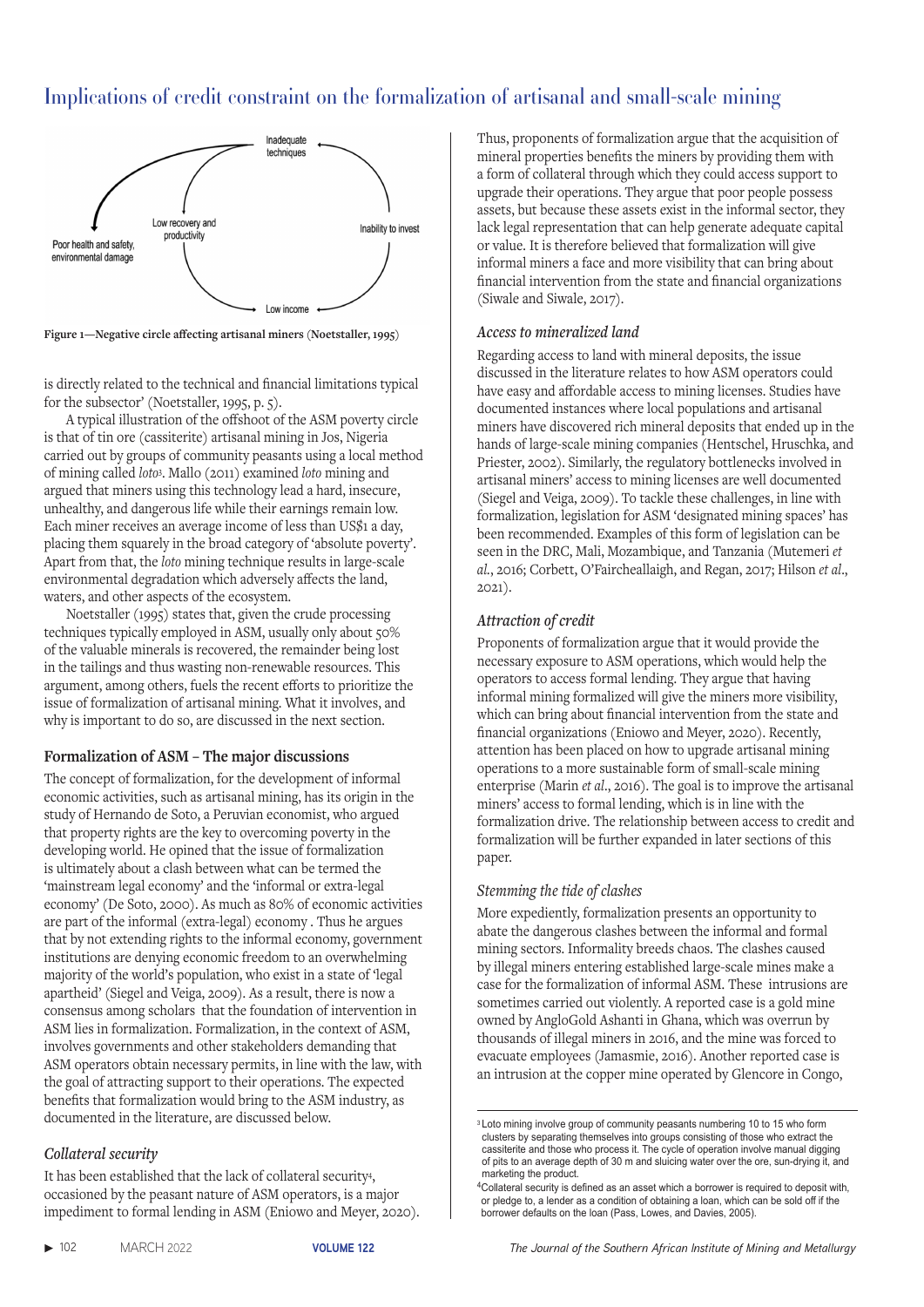Figure 1—Negative circle affecting artisanal miners (Noetstaller, 1995)

is directly related to the technical and financial limitations typical for the subsector' (Noetstaller, 1995, p. 5).

A typical illustration of the offshoot of the ASM poverty circle is that of tin ore (cassiterite) artisanal mining in Jos, Nigeria carried out by groups of community peasants using a local method of mining called *loto*[3]. Mallo (2011) examined *loto* mining and argued that miners using this technology lead a hard, insecure, unhealthy, and dangerous life while their earnings remain low. Each miner receives an average income of less than US$1 a day, placing them squarely in the broad category of 'absolute poverty'. Apart from that, the *loto* mining technique results in large-scale environmental degradation which adversely affects the land, waters, and other aspects of the ecosystem.

Noetstaller (1995) states that, given the crude processing techniques typically employed in ASM, usually only about 50% of the valuable minerals is recovered, the remainder being lost in the tailings and thus wasting non-renewable resources. This argument, among others, fuels the recent efforts to prioritize the issue of formalization of artisanal mining. What it involves, and why is important to do so, are discussed in the next section.

## Formalization of ASM – The major discussions

The concept of formalization, for the development of informal economic activities, such as artisanal mining, has its origin in the study of Hernando de Soto, a Peruvian economist, who argued that property rights are the key to overcoming poverty in the developing world. He opined that the issue of formalization is ultimately about a clash between what can be termed the 'mainstream legal economy' and the 'informal or extra-legal economy' (De Soto, 2000). As much as 80% of economic activities are part of the informal (extra-legal) economy . Thus he argues that by not extending rights to the informal economy, government institutions are denying economic freedom to an overwhelming majority of the world's population, who exist in a state of 'legal apartheid' (Siegel and Veiga, 2009). As a result, there is now a consensus among scholars that the foundation of intervention in ASM lies in formalization. Formalization, in the context of ASM, involves governments and other stakeholders demanding that ASM operators obtain necessary permits, in line with the law, with the goal of attracting support to their operations. The expected benefits that formalization would bring to the ASM industry, as documented in the literature, are discussed below.

### *Collateral security*

It has been established that the lack of collateral security[4], occasioned by the peasant nature of ASM operators, is a major impediment to formal lending in ASM (Eniowo and Meyer, 2020). Thus, proponents of formalization argue that the acquisition of mineral properties benefits the miners by providing them with a form of collateral through which they could access support to upgrade their operations. They argue that poor people possess assets, but because these assets exist in the informal sector, they lack legal representation that can help generate adequate capital or value. It is therefore believed that formalization will give informal miners a face and more visibility that can bring about financial intervention from the state and financial organizations (Siwale and Siwale, 2017).

### *Access to mineralized land*

Regarding access to land with mineral deposits, the issue discussed in the literature relates to how ASM operators could have easy and affordable access to mining licenses. Studies have documented instances where local populations and artisanal miners have discovered rich mineral deposits that ended up in the hands of large-scale mining companies (Hentschel, Hruschka, and Priester, 2002). Similarly, the regulatory bottlenecks involved in artisanal miners' access to mining licenses are well documented (Siegel and Veiga, 2009). To tackle these challenges, in line with formalization, legislation for ASM 'designated mining spaces' has been recommended. Examples of this form of legislation can be seen in the DRC, Mali, Mozambique, and Tanzania (Mutemeri *et al.*, 2016; Corbett, O'Faircheallaigh, and Regan, 2017; Hilson *et al.*, 2021).

### *Attraction of credit*

Proponents of formalization argue that it would provide the necessary exposure to ASM operations, which would help the operators to access formal lending. They argue that having informal mining formalized will give the miners more visibility, which can bring about financial intervention from the state and financial organizations (Eniowo and Meyer, 2020). Recently, attention has been placed on how to upgrade artisanal mining operations to a more sustainable form of small-scale mining enterprise (Marin *et al.*, 2016). The goal is to improve the artisanal miners' access to formal lending, which is in line with the formalization drive. The relationship between access to credit and formalization will be further expanded in later sections of this paper.

### *Stemming the tide of clashes*

More expediently, formalization presents an opportunity to abate the dangerous clashes between the informal and formal mining sectors. Informality breeds chaos. The clashes caused by illegal miners entering established large-scale mines make a case for the formalization of informal ASM. These intrusions are sometimes carried out violently. A reported case is a gold mine owned by AngloGold Ashanti in Ghana, which was overrun by thousands of illegal miners in 2016, and the mine was forced to evacuate employees (Jamasmie, 2016). Another reported case is an intrusion at the copper mine operated by Glencore in Congo,

---

[3] Loto mining involve group of community peasants numbering 10 to 15 who form clusters by separating themselves into groups consisting of those who extract the cassiterite and those who process it. The cycle of operation involve manual digging of pits to an average depth of 30 m and sluicing water over the ore, sun-drying it, and marketing the product.

[4] Collateral security is defined as an asset which a borrower is required to deposit with, or pledge to, a lender as a condition of obtaining a loan, which can be sold off if the borrower defaults on the loan (Pass, Lowes, and Davies, 2005).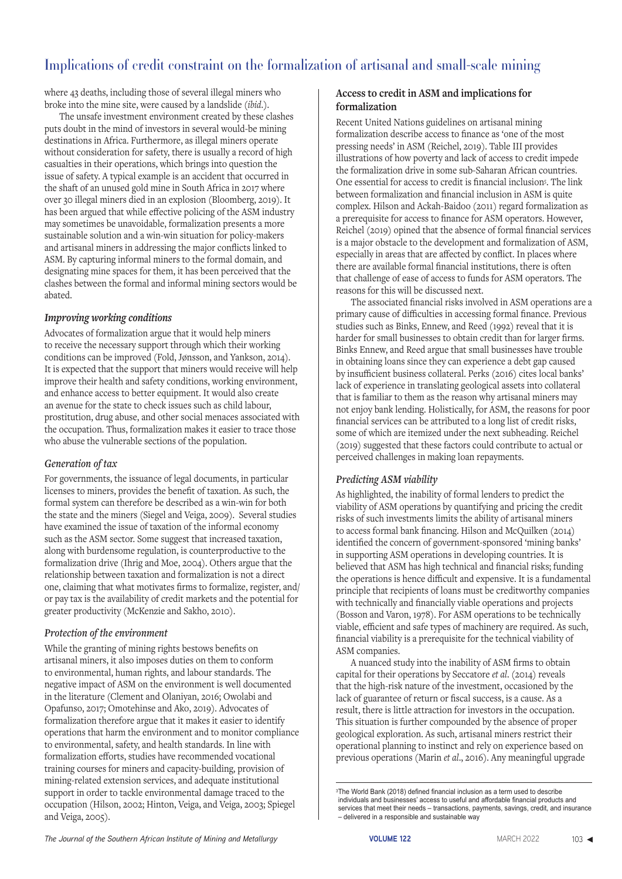where 43 deaths, including those of several illegal miners who broke into the mine site, were caused by a landslide (*ibid*.).

The unsafe investment environment created by these clashes puts doubt in the mind of investors in several would-be mining destinations in Africa. Furthermore, as illegal miners operate without consideration for safety, there is usually a record of high casualties in their operations, which brings into question the issue of safety. A typical example is an accident that occurred in the shaft of an unused gold mine in South Africa in 2017 where over 30 illegal miners died in an explosion (Bloomberg, 2019). It has been argued that while effective policing of the ASM industry may sometimes be unavoidable, formalization presents a more sustainable solution and a win-win situation for policy-makers and artisanal miners in addressing the major conflicts linked to ASM. By capturing informal miners to the formal domain, and designating mine spaces for them, it has been perceived that the clashes between the formal and informal mining sectors would be abated.

### *Improving working conditions*

Advocates of formalization argue that it would help miners to receive the necessary support through which their working conditions can be improved (Fold, Jønsson, and Yankson, 2014). It is expected that the support that miners would receive will help improve their health and safety conditions, working environment, and enhance access to better equipment. It would also create an avenue for the state to check issues such as child labour, prostitution, drug abuse, and other social menaces associated with the occupation. Thus, formalization makes it easier to trace those who abuse the vulnerable sections of the population.

### *Generation of tax*

For governments, the issuance of legal documents, in particular licenses to miners, provides the benefit of taxation. As such, the formal system can therefore be described as a win-win for both the state and the miners (Siegel and Veiga, 2009). Several studies have examined the issue of taxation of the informal economy such as the ASM sector. Some suggest that increased taxation, along with burdensome regulation, is counterproductive to the formalization drive (Ihrig and Moe, 2004). Others argue that the relationship between taxation and formalization is not a direct one, claiming that what motivates firms to formalize, register, and/or pay tax is the availability of credit markets and the potential for greater productivity (McKenzie and Sakho, 2010).

### *Protection of the environment*

While the granting of mining rights bestows benefits on artisanal miners, it also imposes duties on them to conform to environmental, human rights, and labour standards. The negative impact of ASM on the environment is well documented in the literature (Clement and Olaniyan, 2016; Owolabi and Opafunso, 2017; Omotehinse and Ako, 2019). Advocates of formalization therefore argue that it makes it easier to identify operations that harm the environment and to monitor compliance to environmental, safety, and health standards. In line with formalization efforts, studies have recommended vocational training courses for miners and capacity-building, provision of mining-related extension services, and adequate institutional support in order to tackle environmental damage traced to the occupation (Hilson, 2002; Hinton, Veiga, and Veiga, 2003; Spiegel and Veiga, 2005).

## **Access to credit in ASM and implications for formalization**

Recent United Nations guidelines on artisanal mining formalization describe access to finance as 'one of the most pressing needs' in ASM (Reichel, 2019). Table III provides illustrations of how poverty and lack of access to credit impede the formalization drive in some sub-Saharan African countries. One essential for access to credit is financial inclusion[5]. The link between formalization and financial inclusion in ASM is quite complex. Hilson and Ackah-Baidoo (2011) regard formalization as a prerequisite for access to finance for ASM operators. However, Reichel (2019) opined that the absence of formal financial services is a major obstacle to the development and formalization of ASM, especially in areas that are affected by conflict. In places where there are available formal financial institutions, there is often that challenge of ease of access to funds for ASM operators. The reasons for this will be discussed next.

The associated financial risks involved in ASM operations are a primary cause of difficulties in accessing formal finance. Previous studies such as Binks, Ennew, and Reed (1992) reveal that it is harder for small businesses to obtain credit than for larger firms. Binks Ennew, and Reed argue that small businesses have trouble in obtaining loans since they can experience a debt gap caused by insufficient business collateral. Perks (2016) cites local banks' lack of experience in translating geological assets into collateral that is familiar to them as the reason why artisanal miners may not enjoy bank lending. Holistically, for ASM, the reasons for poor financial services can be attributed to a long list of credit risks, some of which are itemized under the next subheading. Reichel (2019) suggested that these factors could contribute to actual or perceived challenges in making loan repayments.

### *Predicting ASM viability*

As highlighted, the inability of formal lenders to predict the viability of ASM operations by quantifying and pricing the credit risks of such investments limits the ability of artisanal miners to access formal bank financing. Hilson and McQuilken (2014) identified the concern of government-sponsored 'mining banks' in supporting ASM operations in developing countries. It is believed that ASM has high technical and financial risks; funding the operations is hence difficult and expensive. It is a fundamental principle that recipients of loans must be creditworthy companies with technically and financially viable operations and projects (Bosson and Varon, 1978). For ASM operations to be technically viable, efficient and safe types of machinery are required. As such, financial viability is a prerequisite for the technical viability of ASM companies.

A nuanced study into the inability of ASM firms to obtain capital for their operations by Seccatore *et al*. (2014) reveals that the high-risk nature of the investment, occasioned by the lack of guarantee of return or fiscal success, is a cause. As a result, there is little attraction for investors in the occupation. This situation is further compounded by the absence of proper geological exploration. As such, artisanal miners restrict their operational planning to instinct and rely on experience based on previous operations (Marin *et al*., 2016). Any meaningful upgrade

[5]The World Bank (2018) defined financial inclusion as a term used to describe individuals and businesses' access to useful and affordable financial products and services that meet their needs – transactions, payments, savings, credit, and insurance – delivered in a responsible and sustainable way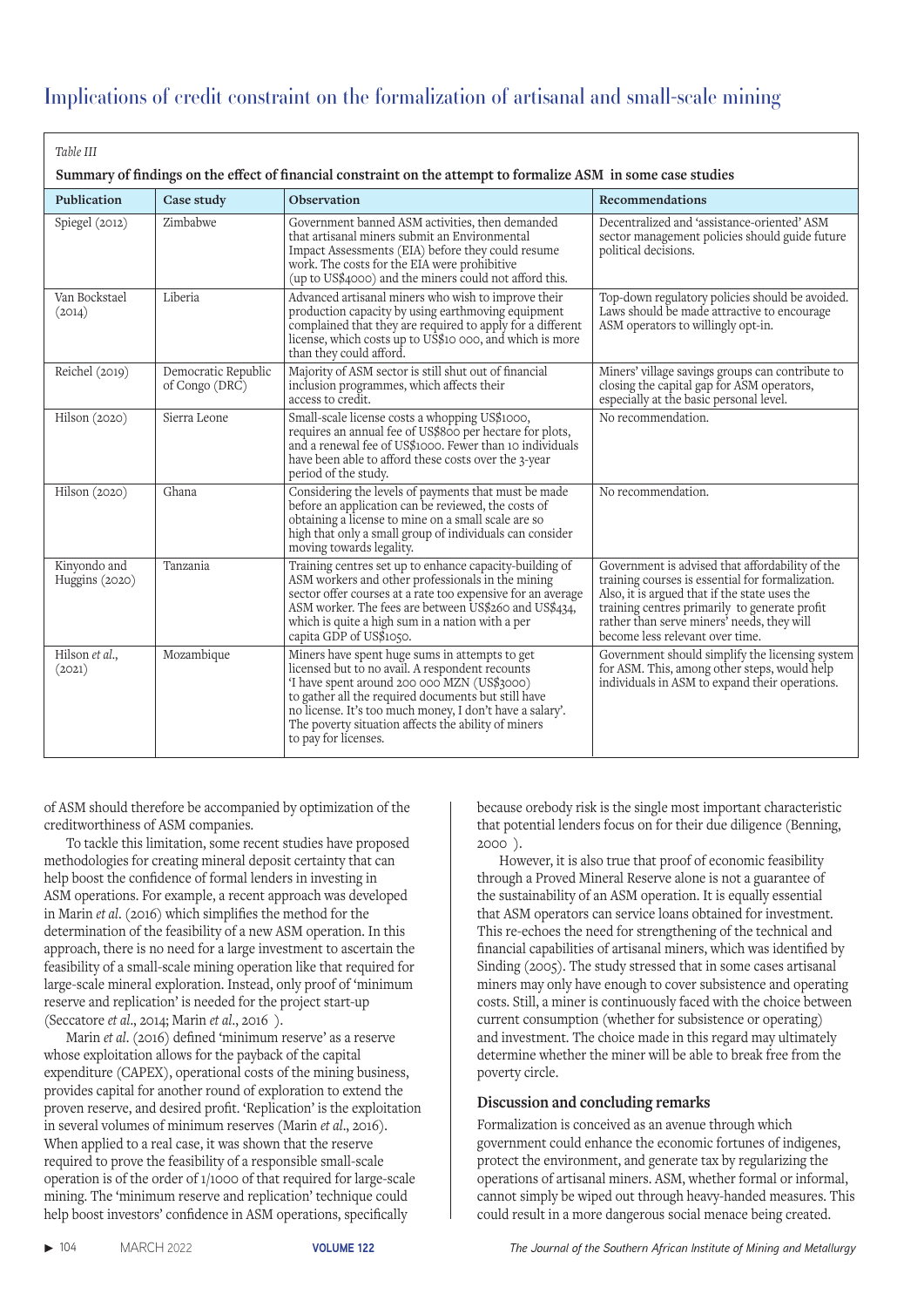*Table III*

**Summary of findings on the effect of financial constraint on the attempt to formalize ASM in some case studies**

| Publication | Case study | Observation | Recommendations |
|---|---|---|---|
| Spiegel (2012) | Zimbabwe | Government banned ASM activities, then demanded that artisanal miners submit an Environmental Impact Assessments (EIA) before they could resume work. The costs for the EIA were prohibitive (up to US$4000) and the miners could not afford this. | Decentralized and 'assistance-oriented' ASM sector management policies should guide future political decisions. |
| Van Bockstael (2014) | Liberia | Advanced artisanal miners who wish to improve their production capacity by using earthmoving equipment complained that they are required to apply for a different license, which costs up to US$10 000, and which is more than they could afford. | Top-down regulatory policies should be avoided. Laws should be made attractive to encourage ASM operators to willingly opt-in. |
| Reichel (2019) | Democratic Republic of Congo (DRC) | Majority of ASM sector is still shut out of financial inclusion programmes, which affects their access to credit. | Miners' village savings groups can contribute to closing the capital gap for ASM operators, especially at the basic personal level. |
| Hilson (2020) | Sierra Leone | Small-scale license costs a whopping US$1000, requires an annual fee of US$800 per hectare for plots, and a renewal fee of US$1000. Fewer than 10 individuals have been able to afford these costs over the 3-year period of the study. | No recommendation. |
| Hilson (2020) | Ghana | Considering the levels of payments that must be made before an application can be reviewed, the costs of obtaining a license to mine on a small scale are so high that only a small group of individuals can consider moving towards legality. | No recommendation. |
| Kinyondo and Huggins (2020) | Tanzania | Training centres set up to enhance capacity-building of ASM workers and other professionals in the mining sector offer courses at a rate too expensive for an average ASM worker. The fees are between US$260 and US$434, which is quite a high sum in a nation with a per capita GDP of US$1050. | Government is advised that affordability of the training courses is essential for formalization. Also, it is argued that if the state uses the training centres primarily to generate profit rather than serve miners' needs, they will become less relevant over time. |
| Hilson *et al*., (2021) | Mozambique | Miners have spent huge sums in attempts to get licensed but to no avail. A respondent recounts 'I have spent around 200 000 MZN (US$3000) to gather all the required documents but still have no license. It's too much money, I don't have a salary'. The poverty situation affects the ability of miners to pay for licenses. | Government should simplify the licensing system for ASM. This, among other steps, would help individuals in ASM to expand their operations. |

of ASM should therefore be accompanied by optimization of the creditworthiness of ASM companies.

To tackle this limitation, some recent studies have proposed methodologies for creating mineral deposit certainty that can help boost the confidence of formal lenders in investing in ASM operations. For example, a recent approach was developed in Marin *et al*. (2016) which simplifies the method for the determination of the feasibility of a new ASM operation. In this approach, there is no need for a large investment to ascertain the feasibility of a small-scale mining operation like that required for large-scale mineral exploration. Instead, only proof of 'minimum reserve and replication' is needed for the project start-up (Seccatore *et al*., 2014; Marin *et al*., 2016 ).

Marin *et al*. (2016) defined 'minimum reserve' as a reserve whose exploitation allows for the payback of the capital expenditure (CAPEX), operational costs of the mining business, provides capital for another round of exploration to extend the proven reserve, and desired profit. 'Replication' is the exploitation in several volumes of minimum reserves (Marin *et al*., 2016). When applied to a real case, it was shown that the reserve required to prove the feasibility of a responsible small-scale operation is of the order of 1/1000 of that required for large-scale mining. The 'minimum reserve and replication' technique could help boost investors' confidence in ASM operations, specifically because orebody risk is the single most important characteristic that potential lenders focus on for their due diligence (Benning, 2000 ).

However, it is also true that proof of economic feasibility through a Proved Mineral Reserve alone is not a guarantee of the sustainability of an ASM operation. It is equally essential that ASM operators can service loans obtained for investment. This re-echoes the need for strengthening of the technical and financial capabilities of artisanal miners, which was identified by Sinding (2005). The study stressed that in some cases artisanal miners may only have enough to cover subsistence and operating costs. Still, a miner is continuously faced with the choice between current consumption (whether for subsistence or operating) and investment. The choice made in this regard may ultimately determine whether the miner will be able to break free from the poverty circle.

## Discussion and concluding remarks

Formalization is conceived as an avenue through which government could enhance the economic fortunes of indigenes, protect the environment, and generate tax by regularizing the operations of artisanal miners. ASM, whether formal or informal, cannot simply be wiped out through heavy-handed measures. This could result in a more dangerous social menace being created.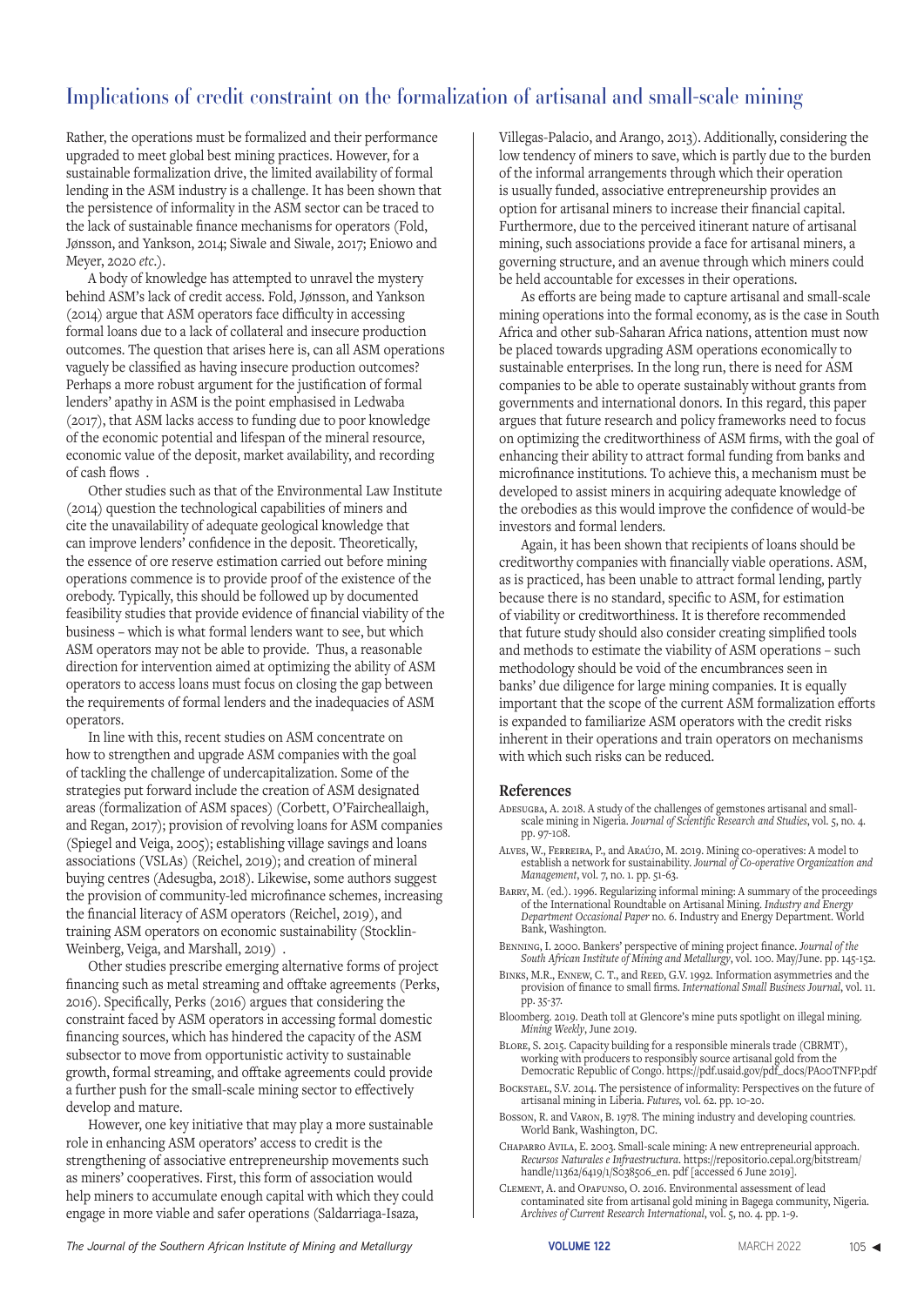Rather, the operations must be formalized and their performance upgraded to meet global best mining practices. However, for a sustainable formalization drive, the limited availability of formal lending in the ASM industry is a challenge. It has been shown that the persistence of informality in the ASM sector can be traced to the lack of sustainable finance mechanisms for operators (Fold, Jønsson, and Yankson, 2014; Siwale and Siwale, 2017; Eniowo and Meyer, 2020 *etc*.).

A body of knowledge has attempted to unravel the mystery behind ASM's lack of credit access. Fold, Jønsson and Yankson (2014) argue that ASM operators face difficulty in accessing formal loans due to a lack of collateral and insecure production outcomes. The question that arises here is, can all ASM operations vaguely be classified as having insecure production outcomes? Perhaps a more robust argument for the justification of formal lenders' apathy in ASM is the point emphasised in Ledwaba (2017), that ASM lacks access to funding due to poor knowledge of the economic potential and lifespan of the mineral resource, economic value of the deposit, market availability, and recording of cash flows .

Other studies such as that of the Environmental Law Institute (2014) question the technological capabilities of miners and cite the unavailability of adequate geological knowledge that can improve lenders' confidence in the deposit. Theoretically, the essence of ore reserve estimation carried out before mining operations commence is to provide proof of the existence of the orebody. Typically, this should be followed up by documented feasibility studies that provide evidence of financial viability of the business – which is what formal lenders want to see, but which ASM operators may not be able to provide. Thus, a reasonable direction for intervention aimed at optimizing the ability of ASM operators to access loans must focus on closing the gap between the requirements of formal lenders and the inadequacies of ASM operators.

In line with this, recent studies on ASM concentrate on how to strengthen and upgrade ASM companies with the goal of tackling the challenge of undercapitalization. Some of the strategies put forward include the creation of ASM designated areas (formalization of ASM spaces) (Corbett, O'Faircheallaigh, and Regan, 2017); provision of revolving loans for ASM companies (Spiegel and Veiga, 2005); establishing village savings and loans associations (VSLAs) (Reichel, 2019); and creation of mineral buying centres (Adesugba, 2018). Likewise, some authors suggest the provision of community-led microfinance schemes, increasing the financial literacy of ASM operators (Reichel, 2019), and training ASM operators on economic sustainability (Stocklin-Weinberg, Veiga, and Marshall, 2019) .

Other studies prescribe emerging alternative forms of project financing such as metal streaming and offtake agreements (Perks, 2016). Specifically, Perks (2016) argues that considering the constraint faced by ASM operators in accessing formal domestic financing sources, which has hindered the capacity of the ASM subsector to move from opportunistic activity to sustainable growth, formal streaming, and offtake agreements could provide a further push for the small-scale mining sector to effectively develop and mature.

However, one key initiative that may play a more sustainable role in enhancing ASM operators' access to credit is the strengthening of associative entrepreneurship movements such as miners' cooperatives. First, this form of association would help miners to accumulate enough capital with which they could engage in more viable and safer operations (Saldarriaga-Isaza, Villegas-Palacio, and Arango, 2013). Additionally, considering the low tendency of miners to save, which is partly due to the burden of the informal arrangements through which their operation is usually funded, associative entrepreneurship provides an option for artisanal miners to increase their financial capital. Furthermore, due to the perceived itinerant nature of artisanal mining, such associations provide a face for artisanal miners, a governing structure, and an avenue through which miners could be held accountable for excesses in their operations.

As efforts are being made to capture artisanal and small-scale mining operations into the formal economy, as is the case in South Africa and other sub-Saharan Africa nations, attention must now be placed towards upgrading ASM operations economically to sustainable enterprises. In the long run, there is need for ASM companies to be able to operate sustainably without grants from governments and international donors. In this regard, this paper argues that future research and policy frameworks need to focus on optimizing the creditworthiness of ASM firms, with the goal of enhancing their ability to attract formal funding from banks and microfinance institutions. To achieve this, a mechanism must be developed to assist miners in acquiring adequate knowledge of the orebodies as this would improve the confidence of would-be investors and formal lenders.

Again, it has been shown that recipients of loans should be creditworthy companies with financially viable operations. ASM, as is practiced, has been unable to attract formal lending, partly because there is no standard, specific to ASM, for estimation of viability or creditworthiness. It is therefore recommended that future study should also consider creating simplified tools and methods to estimate the viability of ASM operations – such methodology should be void of the encumbrances seen in banks' due diligence for large mining companies. It is equally important that the scope of the current ASM formalization efforts is expanded to familiarize ASM operators with the credit risks inherent in their operations and train operators on mechanisms with which such risks can be reduced.

## References

Adesugba, A. 2018. A study of the challenges of gemstones artisanal and small-scale mining in Nigeria. *Journal of Scientific Research and Studies*, vol. 5, no. 4. pp. 97-108.

Alves, W., Ferreira, P., and Araújo, M. 2019. Mining co-operatives: A model to establish a network for sustainability. *Journal of Co-operative Organization and Management*, vol. 7, no. 1. pp. 51-63.

Barry, M. (ed.). 1996. Regularizing informal mining: A summary of the proceedings of the International Roundtable on Artisanal Mining. *Industry and Energy Department Occasional Paper* no. 6. Industry and Energy Department. World Bank, Washington.

Benning, I. 2000. Bankers' perspective of mining project finance. *Journal of the South African Institute of Mining and Metallurgy*, vol. 100. May/June. pp. 145-152.

Binks, M.R., Ennew, C. T., and Reed, G.V. 1992. Information asymmetries and the provision of finance to small firms. *International Small Business Journal*, vol. 11. pp. 35-37.

Bloomberg. 2019. Death toll at Glencore's mine puts spotlight on illegal mining. *Mining Weekly*, June 2019.

Blore, S. 2015. Capacity building for a responsible minerals trade (CBRMT), working with producers to responsibly source artisanal gold from the Democratic Republic of Congo. https://pdf.usaid.gov/pdf_docs/PA00TNFP.pdf

Bockstael, S.V. 2014. The persistence of informality: Perspectives on the future of artisanal mining in Liberia. *Futures*, vol. 62. pp. 10-20.

Bosson, R. and Varon, B. 1978. The mining industry and developing countries. World Bank, Washington, DC.

Chaparro Avila, E. 2003. Small-scale mining: A new entrepreneurial approach. *Recursos Naturales e Infraestructura*. https://repositorio.cepal.org/bitstream/handle/11362/6419/1/S038506_en. pdf [accessed 6 June 2019].

Clement, A. and Opafunso, O. 2016. Environmental assessment of lead contaminated site from artisanal gold mining in Bagega community, Nigeria. *Archives of Current Research International*, vol. 5, no. 4. pp. 1-9.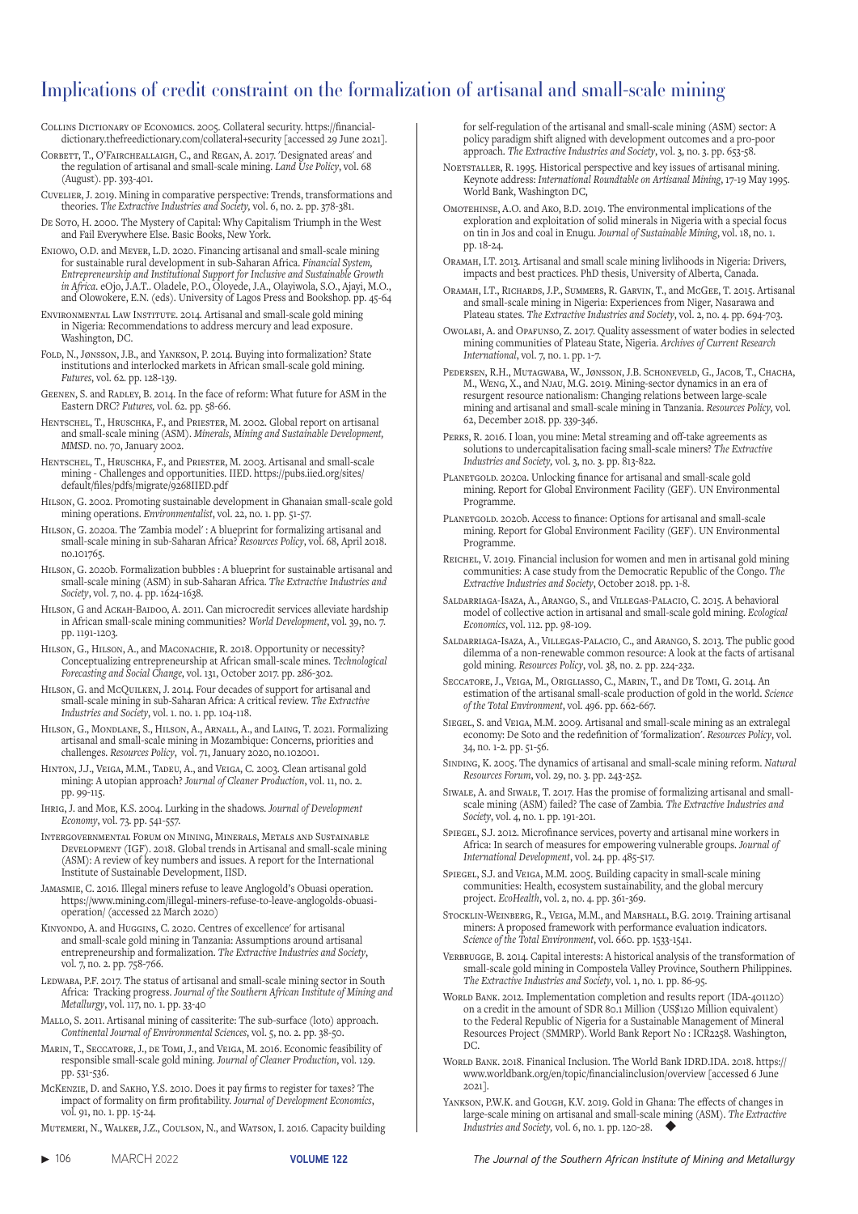Collins Dictionary of Economics. 2005. Collateral security. https://financial-dictionary.thefreedictionary.com/collateral+security [accessed 29 June 2021].

Corbett, T., O'Faircheallaigh, C., and Regan, A. 2017. 'Designated areas' and the regulation of artisanal and small-scale mining. *Land Use Policy*, vol. 68 (August). pp. 393-401.

Cuvelier, J. 2019. Mining in comparative perspective: Trends, transformations and theories. *The Extractive Industries and Society*, vol. 6, no. 2. pp. 378-381.

De Soto, H. 2000. The Mystery of Capital: Why Capitalism Triumph in the West and Fail Everywhere Else. Basic Books, New York.

Eniowo, O.D. and Meyer, L.D. 2020. Financing artisanal and small-scale mining for sustainable rural development in sub-Saharan Africa. *Financial System, Entrepreneurship and Institutional Support for Inclusive and Sustainable Growth in Africa*. eOjo, J.A.T.. Oladele, P.O., Oloyede, J.A., Olayiwola, S.O., Ajayi, M.O., and Olowokere, E.N. (eds). University of Lagos Press and Bookshop. pp. 45-64

Environmental Law Institute. 2014. Artisanal and small-scale gold mining in Nigeria: Recommendations to address mercury and lead exposure. Washington, DC.

Fold, N., Jønsson, J.B., and Yankson, P. 2014. Buying into formalization? State institutions and interlocked markets in African small-scale gold mining. *Futures*, vol. 62. pp. 128-139.

Geenen, S. and Radley, B. 2014. In the face of reform: What future for ASM in the Eastern DRC? *Futures*, vol. 62. pp. 58-66.

Hentschel, T., Hruschka, F., and Priester, M. 2002. Global report on artisanal and small-scale mining (ASM). *Minerals, Mining and Sustainable Development, MMSD*. no. 70, January 2002.

Hentschel, T., Hruschka, F., and Priester, M. 2003. Artisanal and small-scale mining - Challenges and opportunities. IIED. https://pubs.iied.org/sites/default/files/pdfs/migrate/9268IIED.pdf

Hilson, G. 2002. Promoting sustainable development in Ghanaian small-scale gold mining operations. *Environmentalist*, vol. 22, no. 1. pp. 51-57.

Hilson, G. 2020a. The 'Zambia model' : A blueprint for formalizing artisanal and small-scale mining in sub-Saharan Africa? *Resources Policy*, vol. 68, April 2018. no.101765.

Hilson, G. 2020b. Formalization bubbles : A blueprint for sustainable artisanal and small-scale mining (ASM) in sub-Saharan Africa. *The Extractive Industries and Society*, vol. 7, no. 4. pp. 1624-1638.

Hilson, G and Ackah-Baidoo, A. 2011. Can microcredit services alleviate hardship in African small-scale mining communities? *World Development*, vol. 39, no. 7. pp. 1191-1203.

Hilson, G., Hilson, A., and Maconachie, R. 2018. Opportunity or necessity? Conceptualizing entrepreneurship at African small-scale mines. *Technological Forecasting and Social Change*, vol. 131, October 2017. pp. 286-302.

Hilson, G. and McQuilken, J. 2014. Four decades of support for artisanal and small-scale mining in sub-Saharan Africa: A critical review. *The Extractive Industries and Society*, vol. 1. no. 1. pp. 104-118.

Hilson, G., Mondlane, S., Hilson, A., Arnall, A., and Laing, T. 2021. Formalizing artisanal and small-scale mining in Mozambique: Concerns, priorities and challenges. *Resources Policy*, vol. 71, January 2020, no.102001.

Hinton, J.J., Veiga, M.M., Tadeu, A., and Veiga, C. 2003. Clean artisanal gold mining: A utopian approach? *Journal of Cleaner Production*, vol. 11, no. 2. pp. 99-115.

Ihrig, J. and Moe, K.S. 2004. Lurking in the shadows. *Journal of Development Economy*, vol. 73. pp. 541-557.

Intergovernmental Forum on Mining, Minerals, Metals and Sustainable Development (IGF). 2018. Global trends in Artisanal and small-scale mining (ASM): A review of key numbers and issues. A report for the International Institute of Sustainable Development, IISD.

Jamasmie, C. 2016. Illegal miners refuse to leave Anglogold's Obuasi operation. https://www.mining.com/illegal-miners-refuse-to-leave-anglogolds-obuasi-operation/ (accessed 22 March 2020)

Kinyondo, A. and Huggins, C. 2020. Centres of excellence' for artisanal and small-scale gold mining in Tanzania: Assumptions around artisanal entrepreneurship and formalization. *The Extractive Industries and Society*, vol. 7, no. 2. pp. 758-766.

Ledwaba, P.F. 2017. The status of artisanal and small-scale mining sector in South Africa: Tracking progress. *Journal of the Southern African Institute of Mining and Metallurgy*, vol. 117, no. 1. pp. 33-40

Mallo, S. 2011. Artisanal mining of cassiterite: The sub-surface (loto) approach. *Continental Journal of Environmental Sciences*, vol. 5, no. 2. pp. 38-50.

Marin, T., Seccatore, J., de Tomi, J., and Veiga, M. 2016. Economic feasibility of responsible small-scale gold mining. *Journal of Cleaner Production*, vol. 129. pp. 531-536.

McKenzie, D. and Sakho, Y.S. 2010. Does it pay firms to register for taxes? The impact of formality on firm profitability. *Journal of Development Economics*, vol. 91, no. 1. pp. 15-24.

Mutemeri, N., Walker, J.Z., Coulson, N., and Watson, I. 2016. Capacity building for self-regulation of the artisanal and small-scale mining (ASM) sector: A policy paradigm shift aligned with development outcomes and a pro-poor approach. *The Extractive Industries and Society*, vol. 3, no. 3. pp. 653-58.

Noetstaller, R. 1995. Historical perspective and key issues of artisanal mining. Keynote address: *International Roundtable on Artisanal Mining*, 17-19 May 1995. World Bank, Washington DC,

Omotehinse, A.O. and Ako, B.D. 2019. The environmental implications of the exploration and exploitation of solid minerals in Nigeria with a special focus on tin in Jos and coal in Enugu. *Journal of Sustainable Mining*, vol. 18, no. 1. pp. 18-24.

Oramah, I.T. 2013. Artisanal and small scale mining livlihoods in Nigeria: Drivers, impacts and best practices. PhD thesis, University of Alberta, Canada.

Oramah, I.T., Richards, J.P., Summers, R. Garvin, T., and McGee, T. 2015. Artisanal and small-scale mining in Nigeria: Experiences from Niger, Nasarawa and Plateau states. *The Extractive Industries and Society*, vol. 2, no. 4. pp. 694-703.

Owolabi, A. and Opafunso, Z. 2017. Quality assessment of water bodies in selected mining communities of Plateau State, Nigeria. *Archives of Current Research International*, vol. 7, no. 1. pp. 1-7.

Pedersen, R.H., Mutagwaba, W., Jønsson, J.B. Schoneveld, G., Jacob, T., Chacha, M., Weng, X., and Njau, M.G. 2019. Mining-sector dynamics in an era of resurgent resource nationalism: Changing relations between large-scale mining and artisanal and small-scale mining in Tanzania. *Resources Policy*, vol. 62, December 2018. pp. 339-346.

Perks, R. 2016. I loan, you mine: Metal streaming and off-take agreements as solutions to undercapitalisation facing small-scale miners? *The Extractive Industries and Society*, vol. 3, no. 3. pp. 813-822.

Planetgold. 2020a. Unlocking finance for artisanal and small-scale gold mining. Report for Global Environment Facility (GEF). UN Environmental Programme.

Planetgold. 2020b. Access to finance: Options for artisanal and small-scale mining. Report for Global Environment Facility (GEF). UN Environmental Programme.

Reichel, V. 2019. Financial inclusion for women and men in artisanal gold mining communities: A case study from the Democratic Republic of the Congo. *The Extractive Industries and Society*, October 2018. pp. 1-8.

Saldarriaga-Isaza, A., Arango, S., and Villegas-Palacio, C. 2015. A behavioral model of collective action in artisanal and small-scale gold mining. *Ecological Economics*, vol. 112. pp. 98-109.

Saldarriaga-Isaza, A., Villegas-Palacio, C., and Arango, S. 2013. The public good dilemma of a non-renewable common resource: A look at the facts of artisanal gold mining. *Resources Policy*, vol. 38, no. 2. pp. 224-232.

Seccatore, J., Veiga, M., Origliasso, C., Marin, T., and De Tomi, G. 2014. An estimation of the artisanal small-scale production of gold in the world. *Science of the Total Environment*, vol. 496. pp. 662-667.

Siegel, S. and Veiga, M.M. 2009. Artisanal and small-scale mining as an extralegal economy: De Soto and the redefinition of 'formalization'. *Resources Policy*, vol. 34, no. 1-2. pp. 51-56.

Sinding, K. 2005. The dynamics of artisanal and small-scale mining reform. *Natural Resources Forum*, vol. 29, no. 3. pp. 243-252.

Siwale, A. and Siwale, T. 2017. Has the promise of formalizing artisanal and small-scale mining (ASM) failed? The case of Zambia. *The Extractive Industries and Society*, vol. 4, no. 1. pp. 191-201.

Spiegel, S.J. 2012. Microfinance services, poverty and artisanal mine workers in Africa: In search of measures for empowering vulnerable groups. *Journal of International Development*, vol. 24. pp. 485-517.

Spiegel, S.J. and Veiga, M.M. 2005. Building capacity in small-scale mining communities: Health, ecosystem sustainability, and the global mercury project. *EcoHealth*, vol. 2, no. 4. pp. 361-369.

Stocklin-Weinberg, R., Veiga, M.M., and Marshall, B.G. 2019. Training artisanal miners: A proposed framework with performance evaluation indicators. *Science of the Total Environment*, vol. 660. pp. 1533-1541.

Verbrugge, B. 2014. Capital interests: A historical analysis of the transformation of small-scale gold mining in Compostela Valley Province, Southern Philippines. *The Extractive Industries and Society*, vol. 1, no. 1. pp. 86-95.

World Bank. 2012. Implementation completion and results report (IDA-401120) on a credit in the amount of SDR 80.1 Million (US$120 Million equivalent) to the Federal Republic of Nigeria for a Sustainable Management of Mineral Resources Project (SMMRP). World Bank Report No : ICR2258. Washington, DC.

World Bank. 2018. Finanical Inclusion. The World Bank IDRD.IDA. 2018. https://www.worldbank.org/en/topic/financialinclusion/overview [accessed 6 June 2021].

Yankson, P.W.K. and Gough, K.V. 2019. Gold in Ghana: The effects of changes in large-scale mining on artisanal and small-scale mining (ASM). *The Extractive Industries and Society*, vol. 6, no. 1. pp. 120-28. ◆